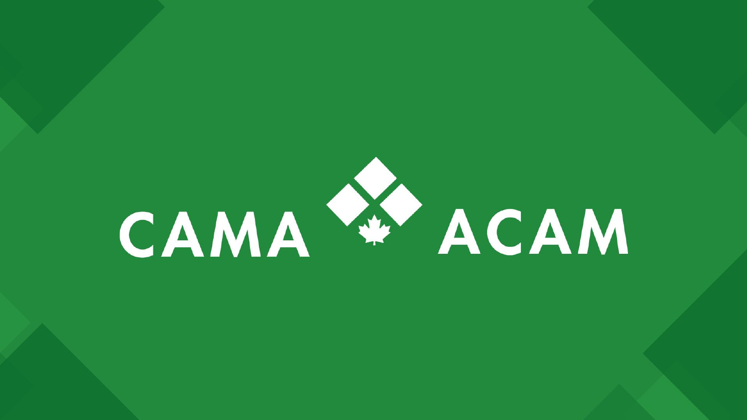CAMA ACAM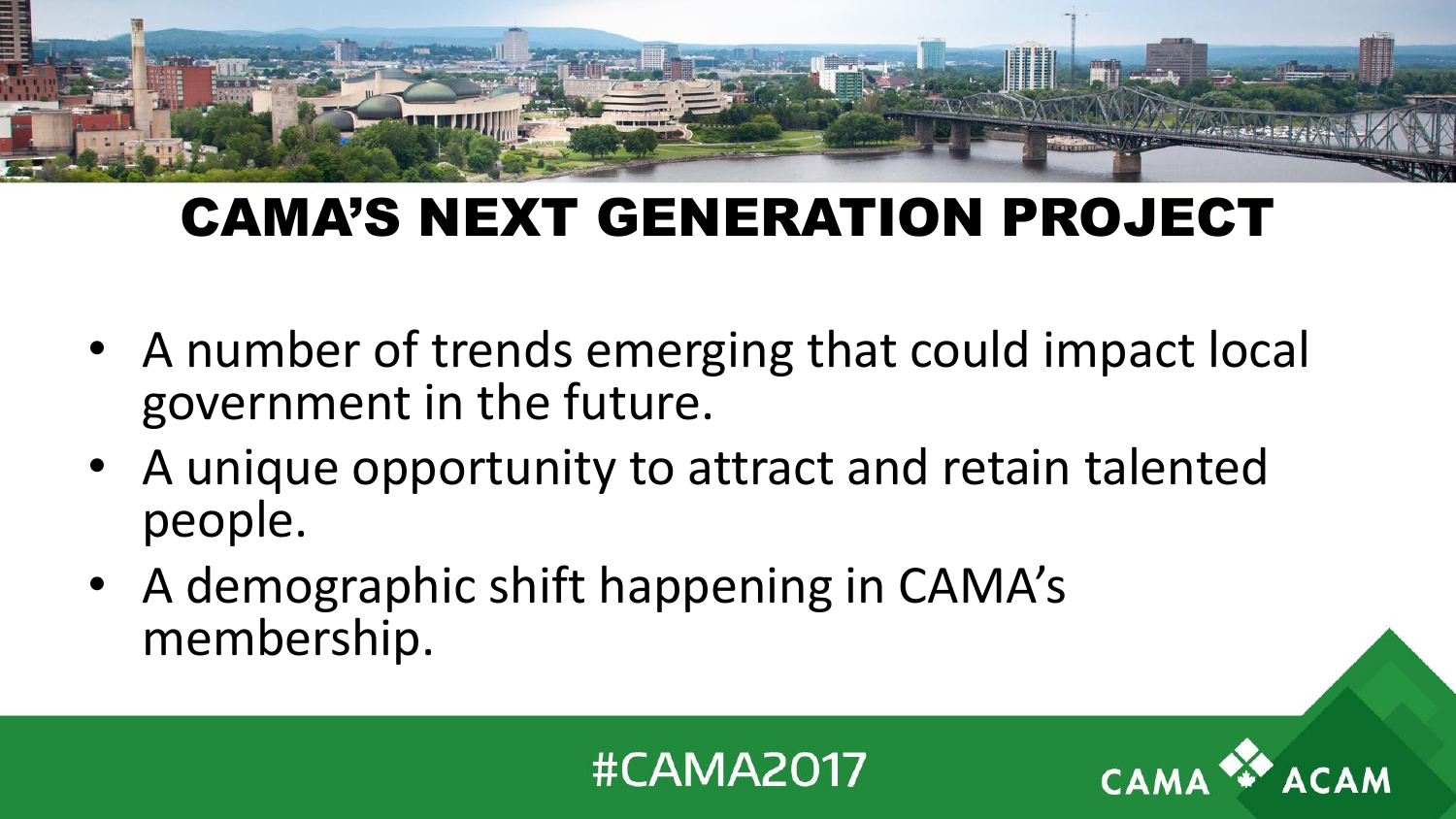# CAMA'S NEXT GENERATION PROJECT

- A number of trends emerging that could impact local government in the future.
- A unique opportunity to attract and retain talented people.
- A demographic shift happening in CAMA's membership.

#CAMA2017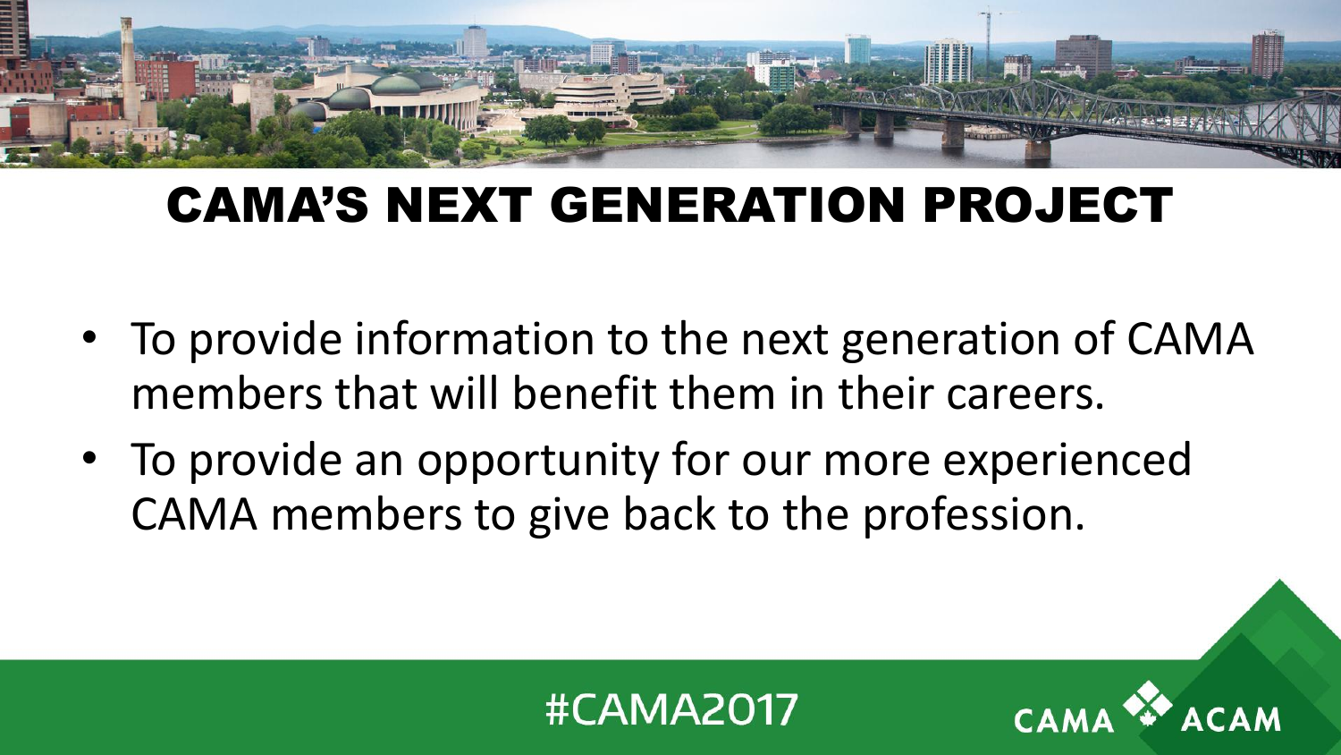# CAMA'S NEXT GENERATION PROJECT

- To provide information to the next generation of CAMA members that will benefit them in their careers.
- To provide an opportunity for our more experienced CAMA members to give back to the profession.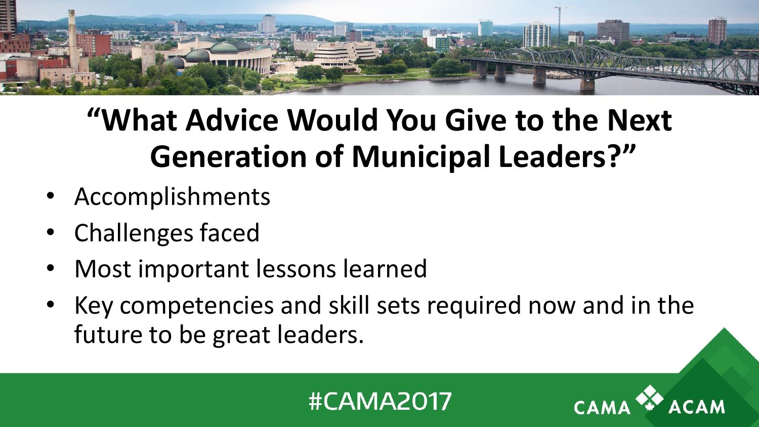# "What Advice Would You Give to the Next Generation of Municipal Leaders?"

- Accomplishments
- Challenges faced
- Most important lessons learned
- Key competencies and skill sets required now and in the future to be great leaders.

#CAMA2017

CAMA ACAM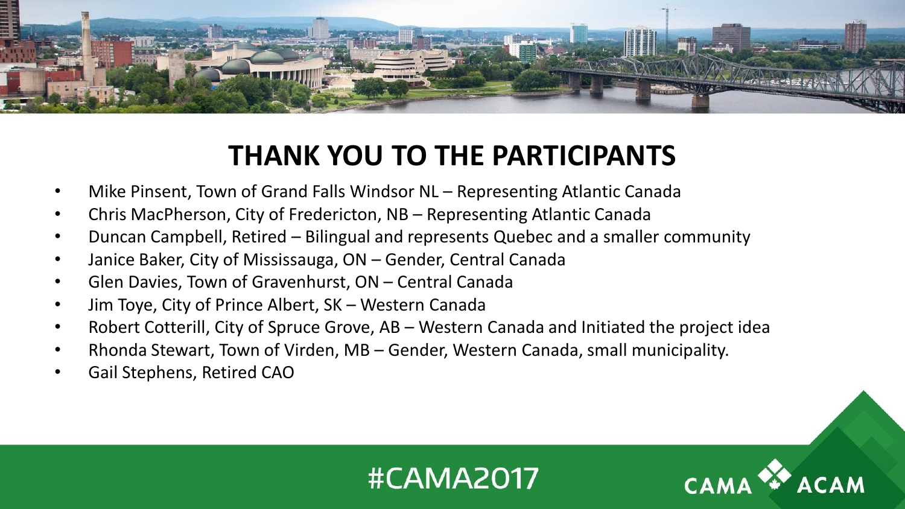# THANK YOU TO THE PARTICIPANTS

- Mike Pinsent, Town of Grand Falls Windsor NL – Representing Atlantic Canada
- Chris MacPherson, City of Fredericton, NB – Representing Atlantic Canada
- Duncan Campbell, Retired – Bilingual and represents Quebec and a smaller community
- Janice Baker, City of Mississauga, ON – Gender, Central Canada
- Glen Davies, Town of Gravenhurst, ON – Central Canada
- Jim Toye, City of Prince Albert, SK – Western Canada
- Robert Cotterill, City of Spruce Grove, AB – Western Canada and Initiated the project idea
- Rhonda Stewart, Town of Virden, MB – Gender, Western Canada, small municipality.
- Gail Stephens, Retired CAO

#CAMA2017

CAMA ACAM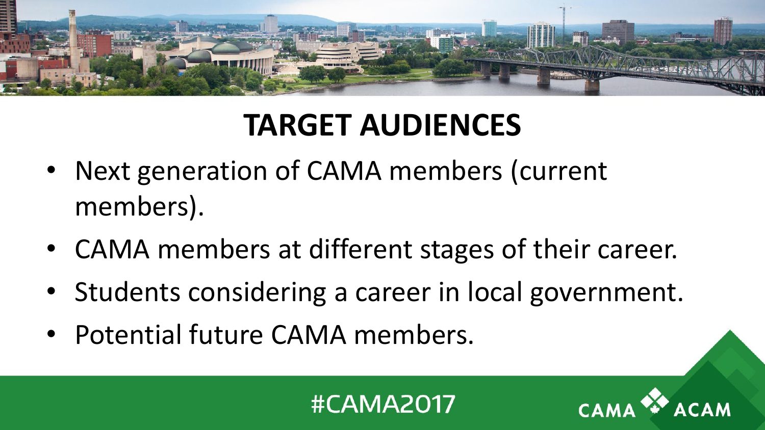# TARGET AUDIENCES

- Next generation of CAMA members (current members).
- CAMA members at different stages of their career.
- Students considering a career in local government.
- Potential future CAMA members.

#CAMA2017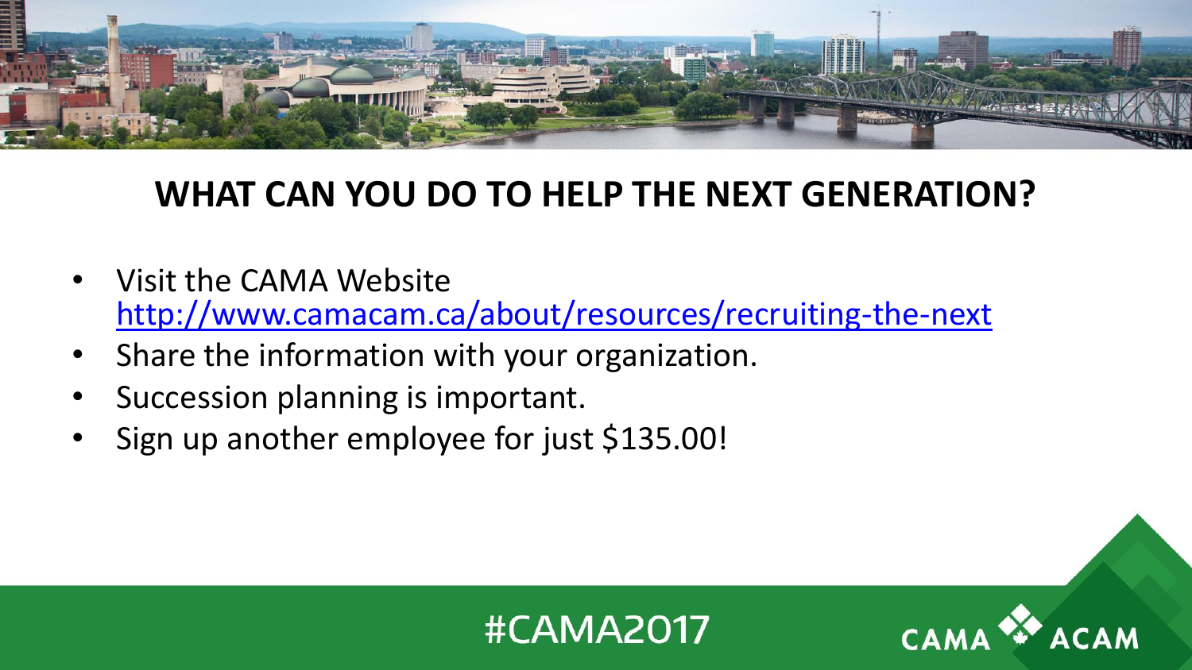## WHAT CAN YOU DO TO HELP THE NEXT GENERATION?

- Visit the CAMA Website
  [http://www.camacam.ca/about/resources/recruiting-the-next](http://www.camacam.ca/about/resources/recruiting-the-next)
- Share the information with your organization.
- Succession planning is important.
- Sign up another employee for just $135.00!

#CAMA2017

CAMA ACAM